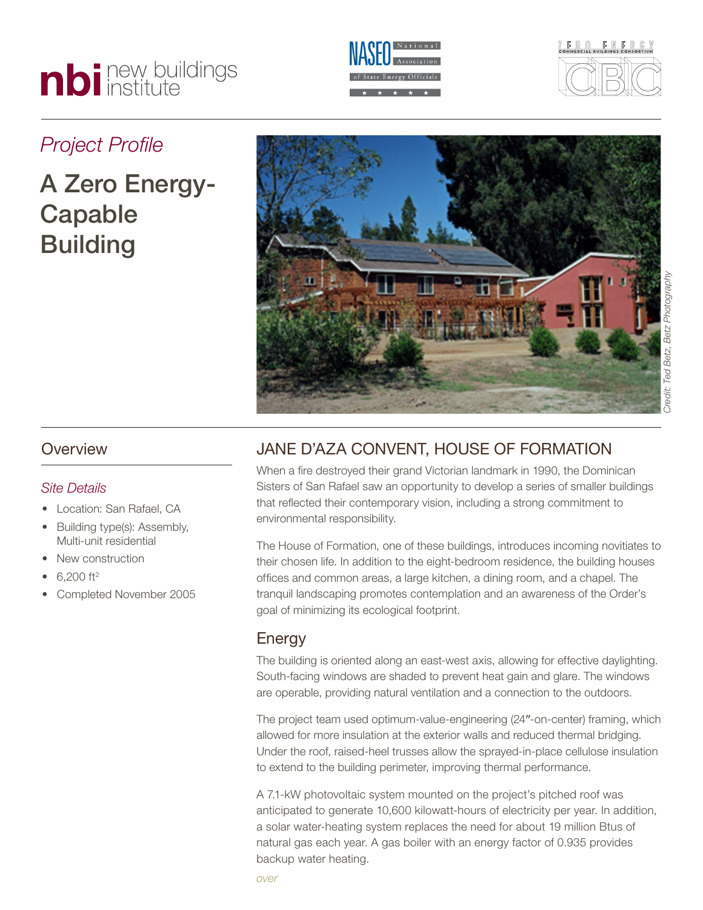*Project Profile*

# A Zero Energy-Capable Building

Credit: Ted Betz, Betz Photography

## Overview

*Site Details*

- Location: San Rafael, CA
- Building type(s): Assembly, Multi-unit residential
- New construction
- 6,200 ft²
- Completed November 2005

## JANE D'AZA CONVENT, HOUSE OF FORMATION

When a fire destroyed their grand Victorian landmark in 1990, the Dominican Sisters of San Rafael saw an opportunity to develop a series of smaller buildings that reflected their contemporary vision, including a strong commitment to environmental responsibility.

The House of Formation, one of these buildings, introduces incoming novitiates to their chosen life. In addition to the eight-bedroom residence, the building houses offices and common areas, a large kitchen, a dining room, and a chapel. The tranquil landscaping promotes contemplation and an awareness of the Order's goal of minimizing its ecological footprint.

### Energy

The building is oriented along an east-west axis, allowing for effective daylighting. South-facing windows are shaded to prevent heat gain and glare. The windows are operable, providing natural ventilation and a connection to the outdoors.

The project team used optimum-value-engineering (24″-on-center) framing, which allowed for more insulation at the exterior walls and reduced thermal bridging. Under the roof, raised-heel trusses allow the sprayed-in-place cellulose insulation to extend to the building perimeter, improving thermal performance.

A 7.1-kW photovoltaic system mounted on the project's pitched roof was anticipated to generate 10,600 kilowatt-hours of electricity per year. In addition, a solar water-heating system replaces the need for about 19 million Btus of natural gas each year. A gas boiler with an energy factor of 0.935 provides backup water heating.

*over*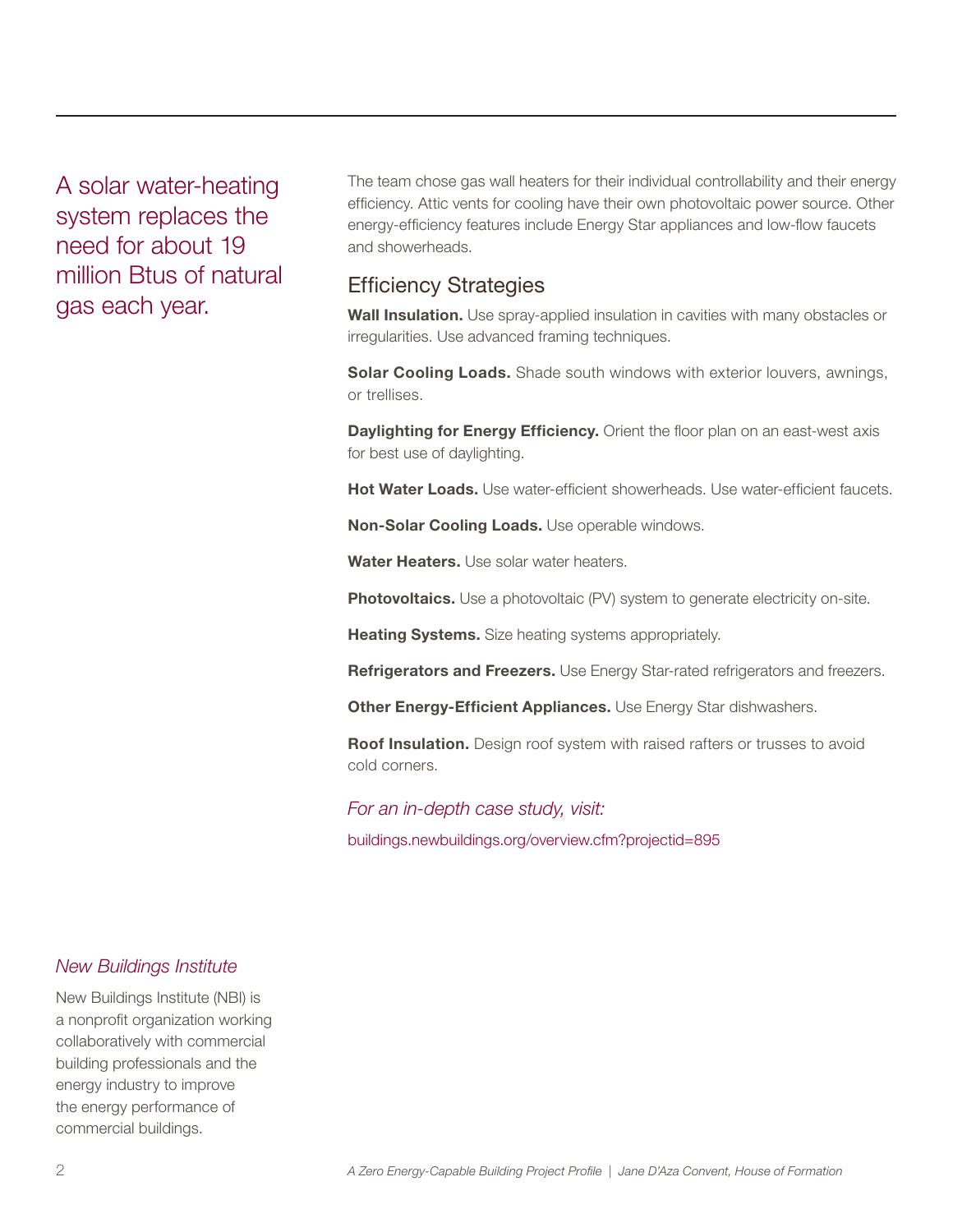A solar water-heating system replaces the need for about 19 million Btus of natural gas each year.

The team chose gas wall heaters for their individual controllability and their energy efficiency. Attic vents for cooling have their own photovoltaic power source. Other energy-efficiency features include Energy Star appliances and low-flow faucets and showerheads.

## Efficiency Strategies

**Wall Insulation.** Use spray-applied insulation in cavities with many obstacles or irregularities. Use advanced framing techniques.

**Solar Cooling Loads.** Shade south windows with exterior louvers, awnings, or trellises.

**Daylighting for Energy Efficiency.** Orient the floor plan on an east-west axis for best use of daylighting.

**Hot Water Loads.** Use water-efficient showerheads. Use water-efficient faucets.

**Non-Solar Cooling Loads.** Use operable windows.

**Water Heaters.** Use solar water heaters.

**Photovoltaics.** Use a photovoltaic (PV) system to generate electricity on-site.

**Heating Systems.** Size heating systems appropriately.

**Refrigerators and Freezers.** Use Energy Star-rated refrigerators and freezers.

**Other Energy-Efficient Appliances.** Use Energy Star dishwashers.

**Roof Insulation.** Design roof system with raised rafters or trusses to avoid cold corners.

*For an in-depth case study, visit:*

buildings.newbuildings.org/overview.cfm?projectid=895

*New Buildings Institute*

New Buildings Institute (NBI) is a nonprofit organization working collaboratively with commercial building professionals and the energy industry to improve the energy performance of commercial buildings.